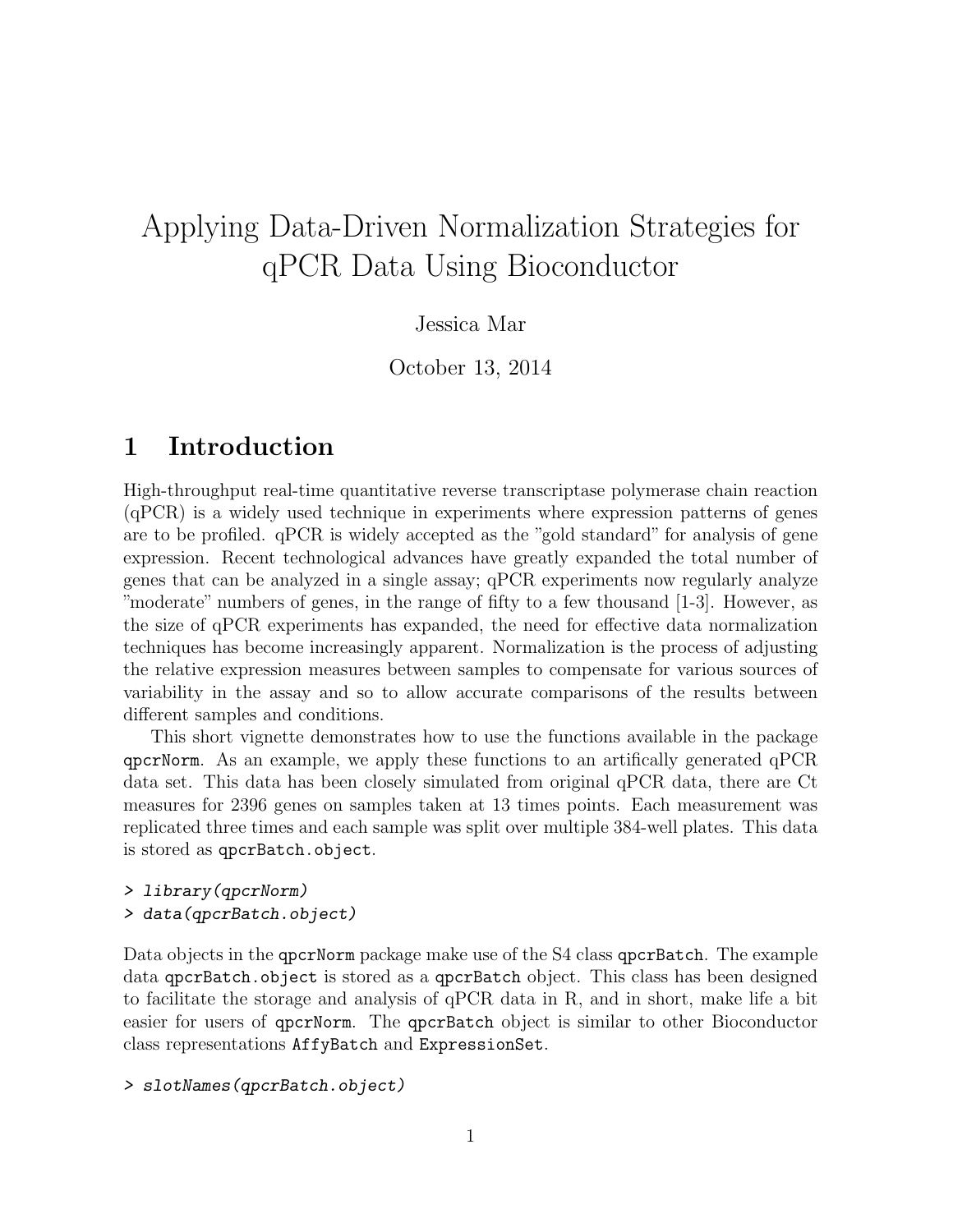# Applying Data-Driven Normalization Strategies for qPCR Data Using Bioconductor

Jessica Mar

October 13, 2014

## 1 Introduction

High-throughput real-time quantitative reverse transcriptase polymerase chain reaction (qPCR) is a widely used technique in experiments where expression patterns of genes are to be profiled. qPCR is widely accepted as the "gold standard" for analysis of gene expression. Recent technological advances have greatly expanded the total number of genes that can be analyzed in a single assay; qPCR experiments now regularly analyze "moderate" numbers of genes, in the range of fifty to a few thousand [1-3]. However, as the size of qPCR experiments has expanded, the need for effective data normalization techniques has become increasingly apparent. Normalization is the process of adjusting the relative expression measures between samples to compensate for various sources of variability in the assay and so to allow accurate comparisons of the results between different samples and conditions.

This short vignette demonstrates how to use the functions available in the package `qpcrNorm`. As an example, we apply these functions to an artifically generated qPCR data set. This data has been closely simulated from original qPCR data, there are Ct measures for 2396 genes on samples taken at 13 times points. Each measurement was replicated three times and each sample was split over multiple 384-well plates. This data is stored as `qpcrBatch.object`.

```
> library(qpcrNorm)
> data(qpcrBatch.object)
```

Data objects in the `qpcrNorm` package make use of the S4 class `qpcrBatch`. The example data `qpcrBatch.object` is stored as a `qpcrBatch` object. This class has been designed to facilitate the storage and analysis of qPCR data in R, and in short, make life a bit easier for users of `qpcrNorm`. The `qpcrBatch` object is similar to other Bioconductor class representations `AffyBatch` and `ExpressionSet`.

```
> slotNames(qpcrBatch.object)
```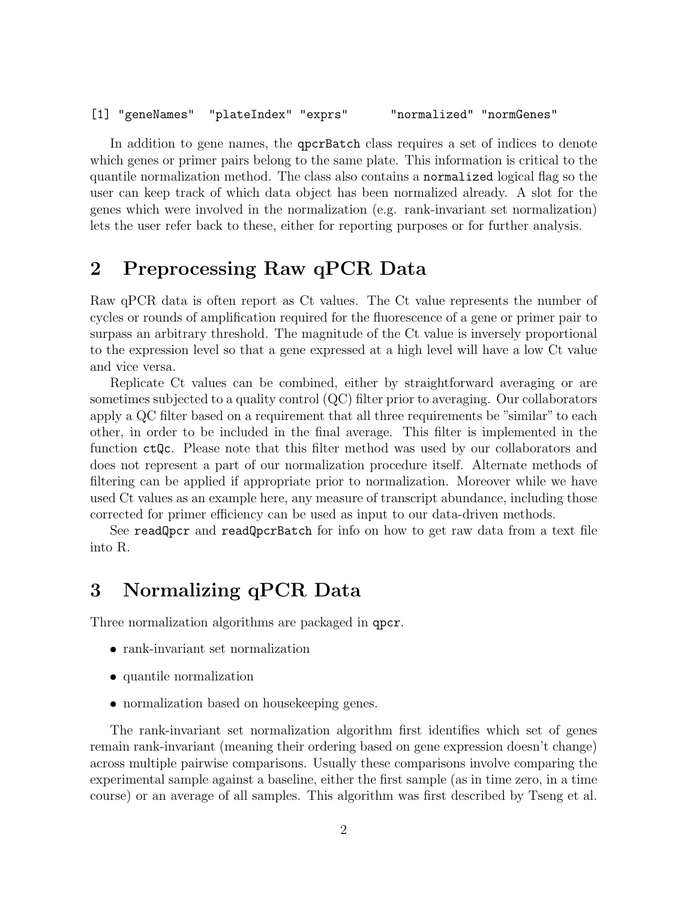```
[1] "geneNames"  "plateIndex" "exprs"      "normalized" "normGenes"
```

In addition to gene names, the `qpcrBatch` class requires a set of indices to denote which genes or primer pairs belong to the same plate. This information is critical to the quantile normalization method. The class also contains a `normalized` logical flag so the user can keep track of which data object has been normalized already. A slot for the genes which were involved in the normalization (e.g. rank-invariant set normalization) lets the user refer back to these, either for reporting purposes or for further analysis.

## 2 Preprocessing Raw qPCR Data

Raw qPCR data is often report as Ct values. The Ct value represents the number of cycles or rounds of amplification required for the fluorescence of a gene or primer pair to surpass an arbitrary threshold. The magnitude of the Ct value is inversely proportional to the expression level so that a gene expressed at a high level will have a low Ct value and vice versa.

Replicate Ct values can be combined, either by straightforward averaging or are sometimes subjected to a quality control (QC) filter prior to averaging. Our collaborators apply a QC filter based on a requirement that all three requirements be "similar" to each other, in order to be included in the final average. This filter is implemented in the function `ctQc`. Please note that this filter method was used by our collaborators and does not represent a part of our normalization procedure itself. Alternate methods of filtering can be applied if appropriate prior to normalization. Moreover while we have used Ct values as an example here, any measure of transcript abundance, including those corrected for primer efficiency can be used as input to our data-driven methods.

See `readQpcr` and `readQpcrBatch` for info on how to get raw data from a text file into R.

## 3 Normalizing qPCR Data

Three normalization algorithms are packaged in `qpcr`.

- rank-invariant set normalization
- quantile normalization
- normalization based on housekeeping genes.

The rank-invariant set normalization algorithm first identifies which set of genes remain rank-invariant (meaning their ordering based on gene expression doesn't change) across multiple pairwise comparisons. Usually these comparisons involve comparing the experimental sample against a baseline, either the first sample (as in time zero, in a time course) or an average of all samples. This algorithm was first described by Tseng et al.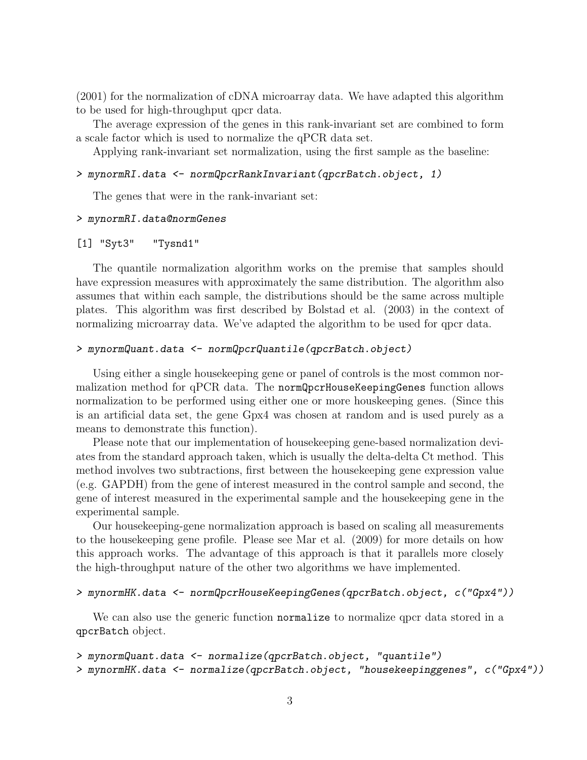(2001) for the normalization of cDNA microarray data. We have adapted this algorithm to be used for high-throughput qpcr data.

The average expression of the genes in this rank-invariant set are combined to form a scale factor which is used to normalize the qPCR data set.

Applying rank-invariant set normalization, using the first sample as the baseline:

```
> mynormRI.data <- normQpcrRankInvariant(qpcrBatch.object, 1)
```

The genes that were in the rank-invariant set:

```
> mynormRI.data@normGenes
```

```
[1] "Syt3"   "Tysnd1"
```

The quantile normalization algorithm works on the premise that samples should have expression measures with approximately the same distribution. The algorithm also assumes that within each sample, the distributions should be the same across multiple plates. This algorithm was first described by Bolstad et al. (2003) in the context of normalizing microarray data. We've adapted the algorithm to be used for qpcr data.

```
> mynormQuant.data <- normQpcrQuantile(qpcrBatch.object)
```

Using either a single housekeeping gene or panel of controls is the most common normalization method for qPCR data. The `normQpcrHouseKeepingGenes` function allows normalization to be performed using either one or more houskeeping genes. (Since this is an artificial data set, the gene Gpx4 was chosen at random and is used purely as a means to demonstrate this function).

Please note that our implementation of housekeeping gene-based normalization deviates from the standard approach taken, which is usually the delta-delta Ct method. This method involves two subtractions, first between the housekeeping gene expression value (e.g. GAPDH) from the gene of interest measured in the control sample and second, the gene of interest measured in the experimental sample and the housekeeping gene in the experimental sample.

Our housekeeping-gene normalization approach is based on scaling all measurements to the housekeeping gene profile. Please see Mar et al. (2009) for more details on how this approach works. The advantage of this approach is that it parallels more closely the high-throughput nature of the other two algorithms we have implemented.

```
> mynormHK.data <- normQpcrHouseKeepingGenes(qpcrBatch.object, c("Gpx4"))
```

We can also use the generic function `normalize` to normalize qpcr data stored in a `qpcrBatch` object.

```
> mynormQuant.data <- normalize(qpcrBatch.object, "quantile")
> mynormHK.data <- normalize(qpcrBatch.object, "housekeepinggenes", c("Gpx4"))
```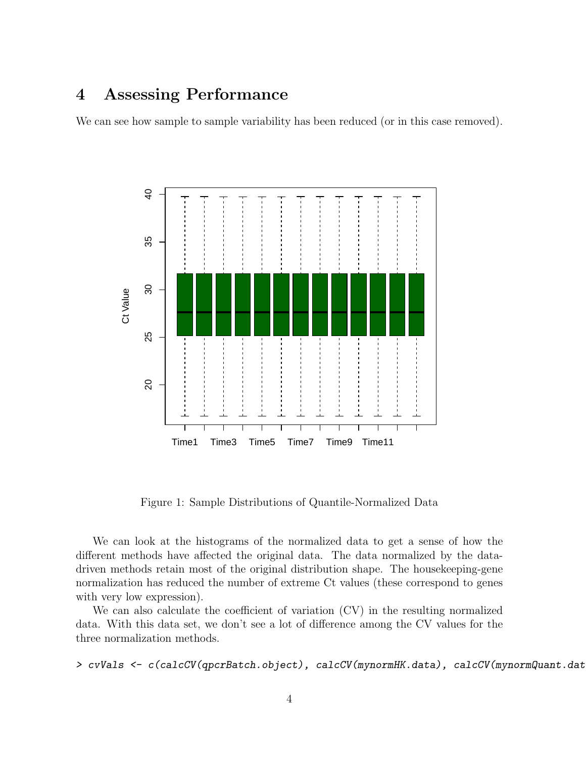# 4 Assessing Performance

We can see how sample to sample variability has been reduced (or in this case removed).

Figure 1: Sample Distributions of Quantile-Normalized Data

We can look at the histograms of the normalized data to get a sense of how the different methods have affected the original data. The data normalized by the data-driven methods retain most of the original distribution shape. The housekeeping-gene normalization has reduced the number of extreme Ct values (these correspond to genes with very low expression).

We can also calculate the coefficient of variation (CV) in the resulting normalized data. With this data set, we don't see a lot of difference among the CV values for the three normalization methods.

```
> cvVals <- c(calcCV(qpcrBatch.object), calcCV(mynormHK.data), calcCV(mynormQuant.dat
```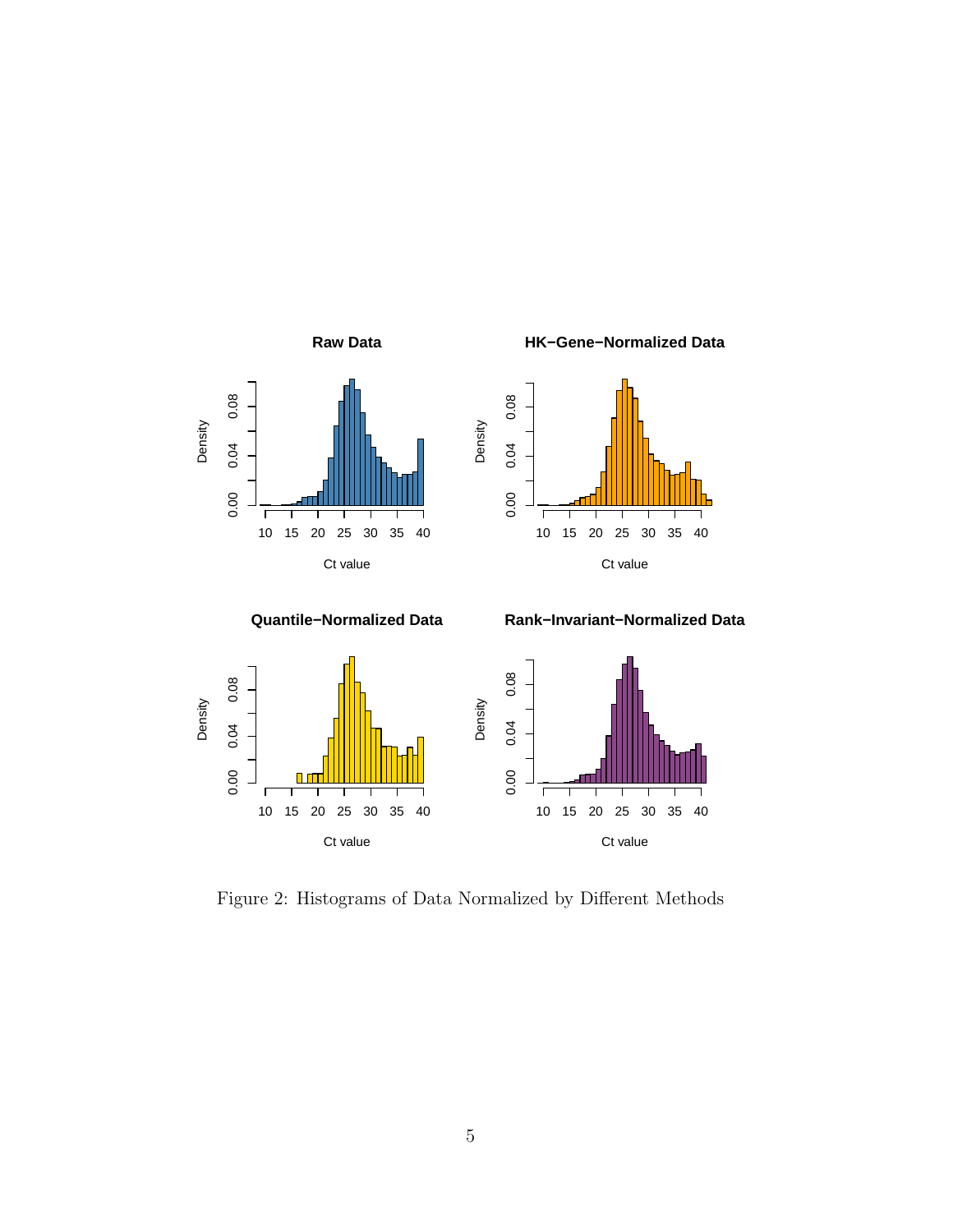Figure 2: Histograms of Data Normalized by Different Methods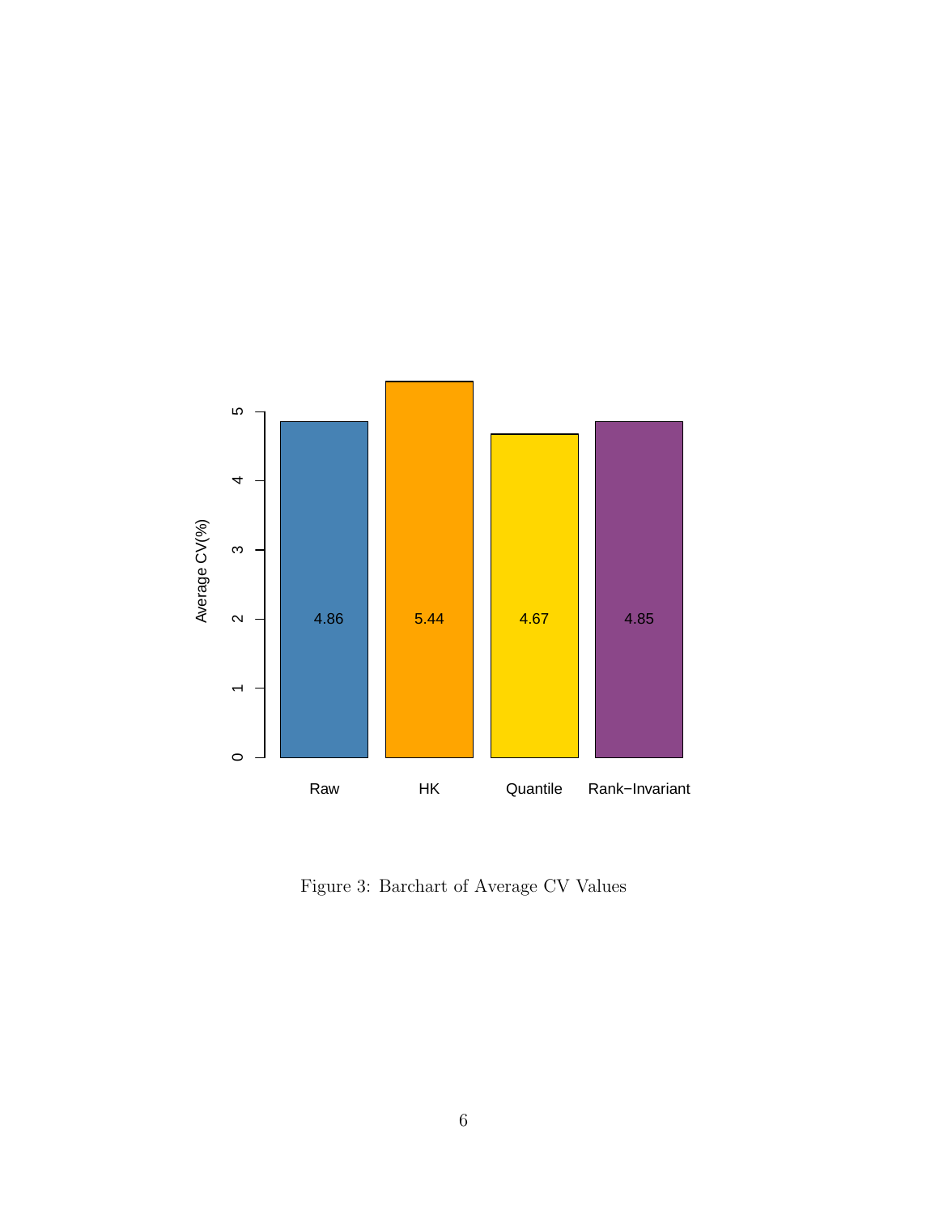Figure 3: Barchart of Average CV Values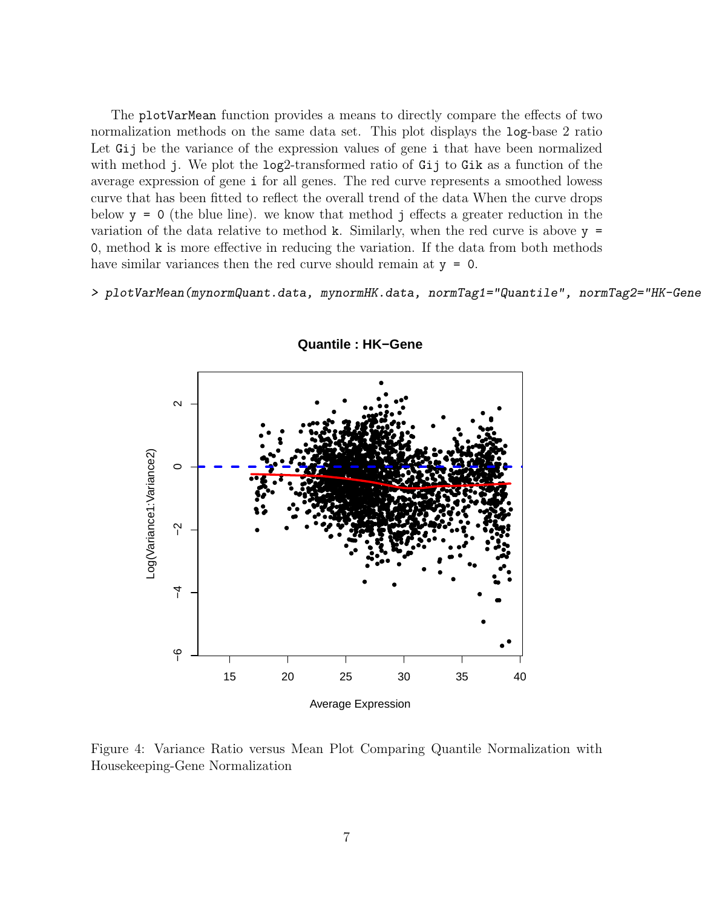The `plotVarMean` function provides a means to directly compare the effects of two normalization methods on the same data set. This plot displays the `log`-base 2 ratio Let `Gij` be the variance of the expression values of gene `i` that have been normalized with method `j`. We plot the `log2`-transformed ratio of `Gij` to `Gik` as a function of the average expression of gene `i` for all genes. The red curve represents a smoothed lowess curve that has been fitted to reflect the overall trend of the data When the curve drops below `y = 0` (the blue line). we know that method `j` effects a greater reduction in the variation of the data relative to method `k`. Similarly, when the red curve is above `y = 0`, method `k` is more effective in reducing the variation. If the data from both methods have similar variances then the red curve should remain at `y = 0`.

```
> plotVarMean(mynormQuant.data, mynormHK.data, normTag1="Quantile", normTag2="HK-Gene
```

Figure 4: Variance Ratio versus Mean Plot Comparing Quantile Normalization with Housekeeping-Gene Normalization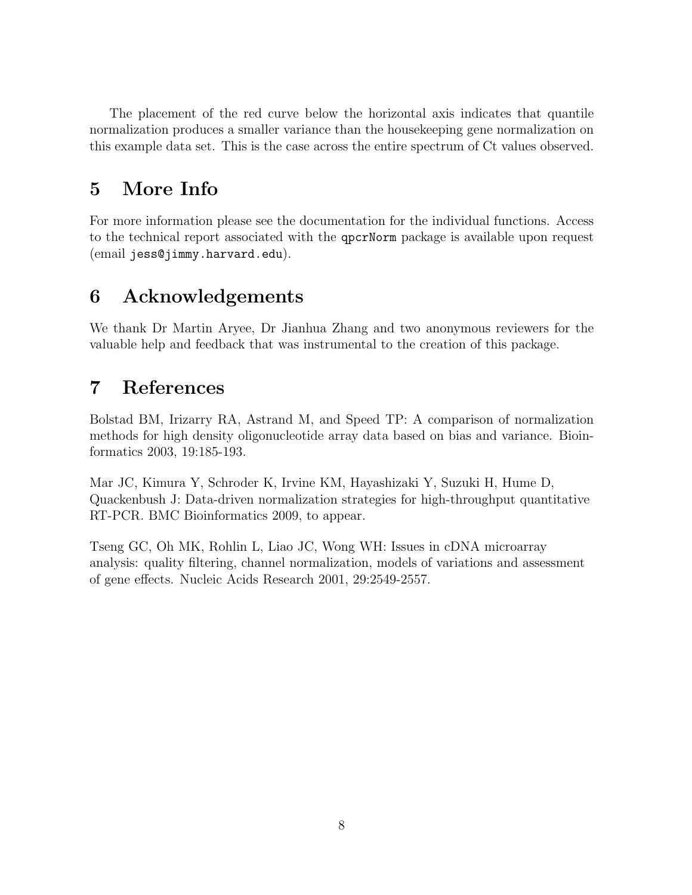The placement of the red curve below the horizontal axis indicates that quantile normalization produces a smaller variance than the housekeeping gene normalization on this example data set. This is the case across the entire spectrum of Ct values observed.

## 5 More Info

For more information please see the documentation for the individual functions. Access to the technical report associated with the `qpcrNorm` package is available upon request (email `jess@jimmy.harvard.edu`).

## 6 Acknowledgements

We thank Dr Martin Aryee, Dr Jianhua Zhang and two anonymous reviewers for the valuable help and feedback that was instrumental to the creation of this package.

## 7 References

Bolstad BM, Irizarry RA, Astrand M, and Speed TP: A comparison of normalization methods for high density oligonucleotide array data based on bias and variance. Bioinformatics 2003, 19:185-193.

Mar JC, Kimura Y, Schroder K, Irvine KM, Hayashizaki Y, Suzuki H, Hume D, Quackenbush J: Data-driven normalization strategies for high-throughput quantitative RT-PCR. BMC Bioinformatics 2009, to appear.

Tseng GC, Oh MK, Rohlin L, Liao JC, Wong WH: Issues in cDNA microarray analysis: quality filtering, channel normalization, models of variations and assessment of gene effects. Nucleic Acids Research 2001, 29:2549-2557.